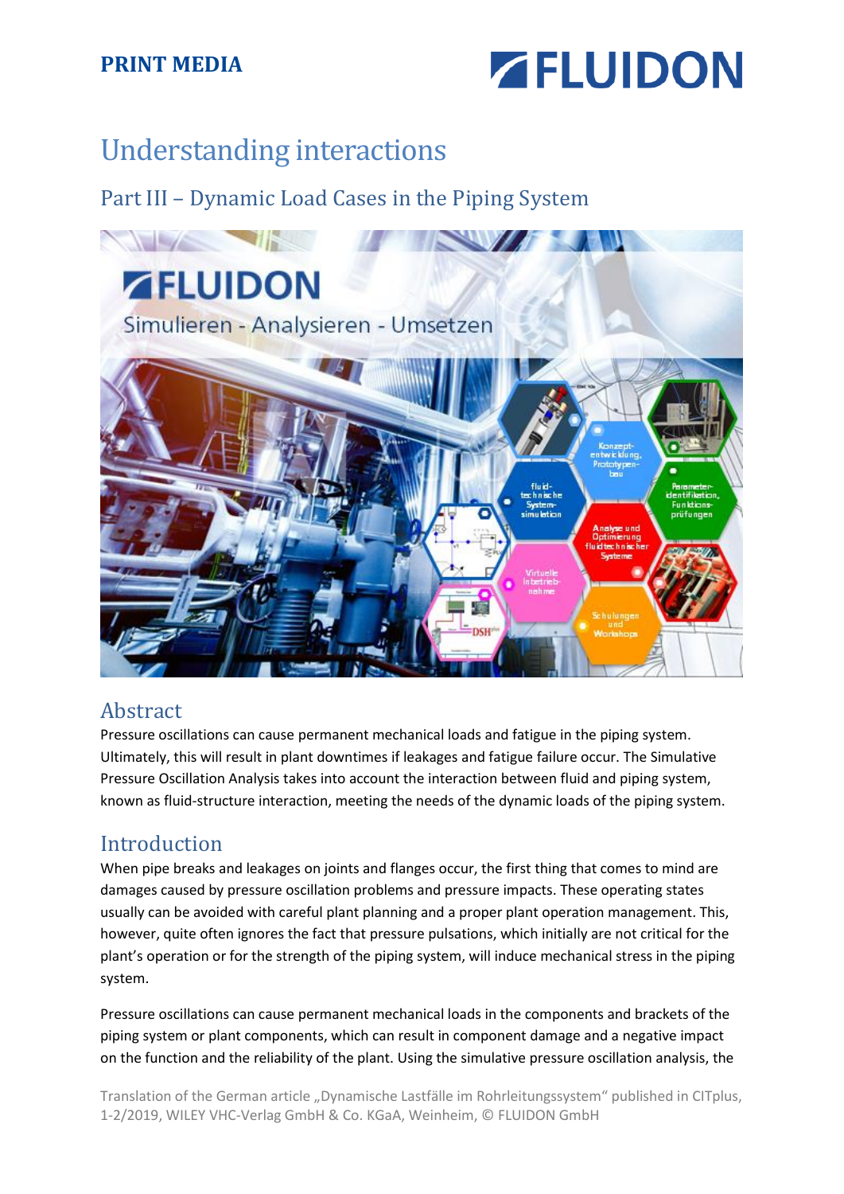**PRINT MEDIA**

# Understanding interactions

## Part III – Dynamic Load Cases in the Piping System

## Abstract

Pressure oscillations can cause permanent mechanical loads and fatigue in the piping system. Ultimately, this will result in plant downtimes if leakages and fatigue failure occur. The Simulative Pressure Oscillation Analysis takes into account the interaction between fluid and piping system, known as fluid-structure interaction, meeting the needs of the dynamic loads of the piping system.

## Introduction

When pipe breaks and leakages on joints and flanges occur, the first thing that comes to mind are damages caused by pressure oscillation problems and pressure impacts. These operating states usually can be avoided with careful plant planning and a proper plant operation management. This, however, quite often ignores the fact that pressure pulsations, which initially are not critical for the plant's operation or for the strength of the piping system, will induce mechanical stress in the piping system.

Pressure oscillations can cause permanent mechanical loads in the components and brackets of the piping system or plant components, which can result in component damage and a negative impact on the function and the reliability of the plant. Using the simulative pressure oscillation analysis, the

Translation of the German article „Dynamische Lastfälle im Rohrleitungssystem" published in CITplus, 1-2/2019, WILEY VHC-Verlag GmbH & Co. KGaA, Weinheim, © FLUIDON GmbH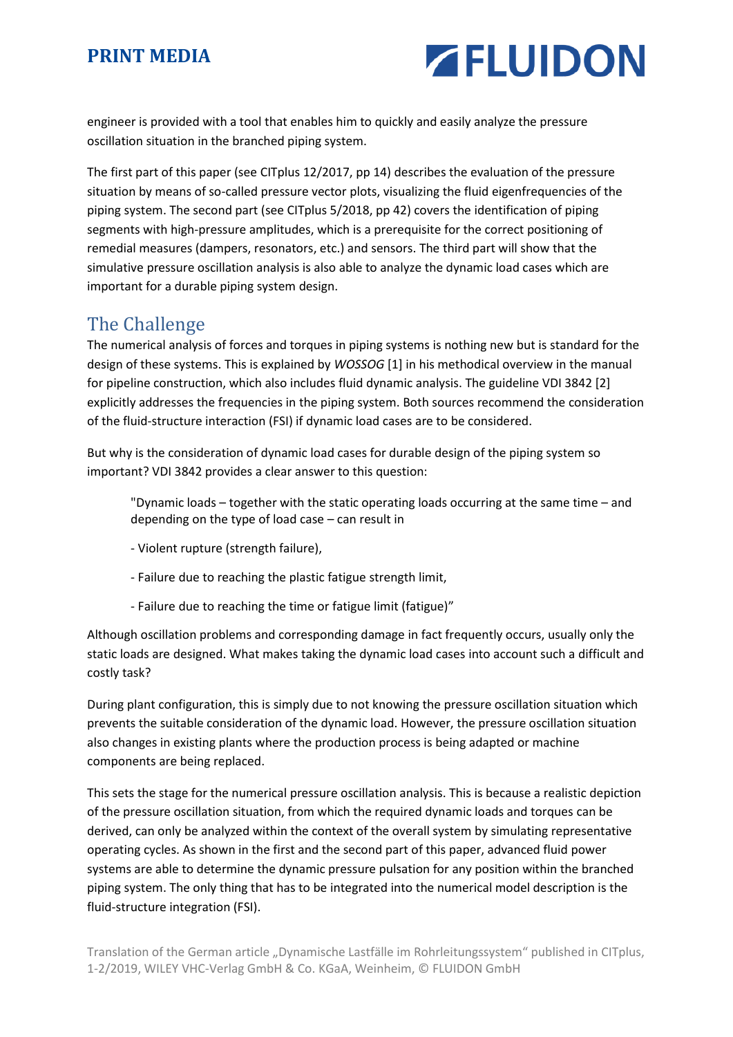engineer is provided with a tool that enables him to quickly and easily analyze the pressure oscillation situation in the branched piping system.

The first part of this paper (see CITplus 12/2017, pp 14) describes the evaluation of the pressure situation by means of so-called pressure vector plots, visualizing the fluid eigenfrequencies of the piping system. The second part (see CITplus 5/2018, pp 42) covers the identification of piping segments with high-pressure amplitudes, which is a prerequisite for the correct positioning of remedial measures (dampers, resonators, etc.) and sensors. The third part will show that the simulative pressure oscillation analysis is also able to analyze the dynamic load cases which are important for a durable piping system design.

## The Challenge

The numerical analysis of forces and torques in piping systems is nothing new but is standard for the design of these systems. This is explained by *WOSSOG* [1] in his methodical overview in the manual for pipeline construction, which also includes fluid dynamic analysis. The guideline VDI 3842 [2] explicitly addresses the frequencies in the piping system. Both sources recommend the consideration of the fluid-structure interaction (FSI) if dynamic load cases are to be considered.

But why is the consideration of dynamic load cases for durable design of the piping system so important? VDI 3842 provides a clear answer to this question:

> "Dynamic loads – together with the static operating loads occurring at the same time – and depending on the type of load case – can result in
>
> - Violent rupture (strength failure),
>
> - Failure due to reaching the plastic fatigue strength limit,
>
> - Failure due to reaching the time or fatigue limit (fatigue)"

Although oscillation problems and corresponding damage in fact frequently occurs, usually only the static loads are designed. What makes taking the dynamic load cases into account such a difficult and costly task?

During plant configuration, this is simply due to not knowing the pressure oscillation situation which prevents the suitable consideration of the dynamic load. However, the pressure oscillation situation also changes in existing plants where the production process is being adapted or machine components are being replaced.

This sets the stage for the numerical pressure oscillation analysis. This is because a realistic depiction of the pressure oscillation situation, from which the required dynamic loads and torques can be derived, can only be analyzed within the context of the overall system by simulating representative operating cycles. As shown in the first and the second part of this paper, advanced fluid power systems are able to determine the dynamic pressure pulsation for any position within the branched piping system. The only thing that has to be integrated into the numerical model description is the fluid-structure integration (FSI).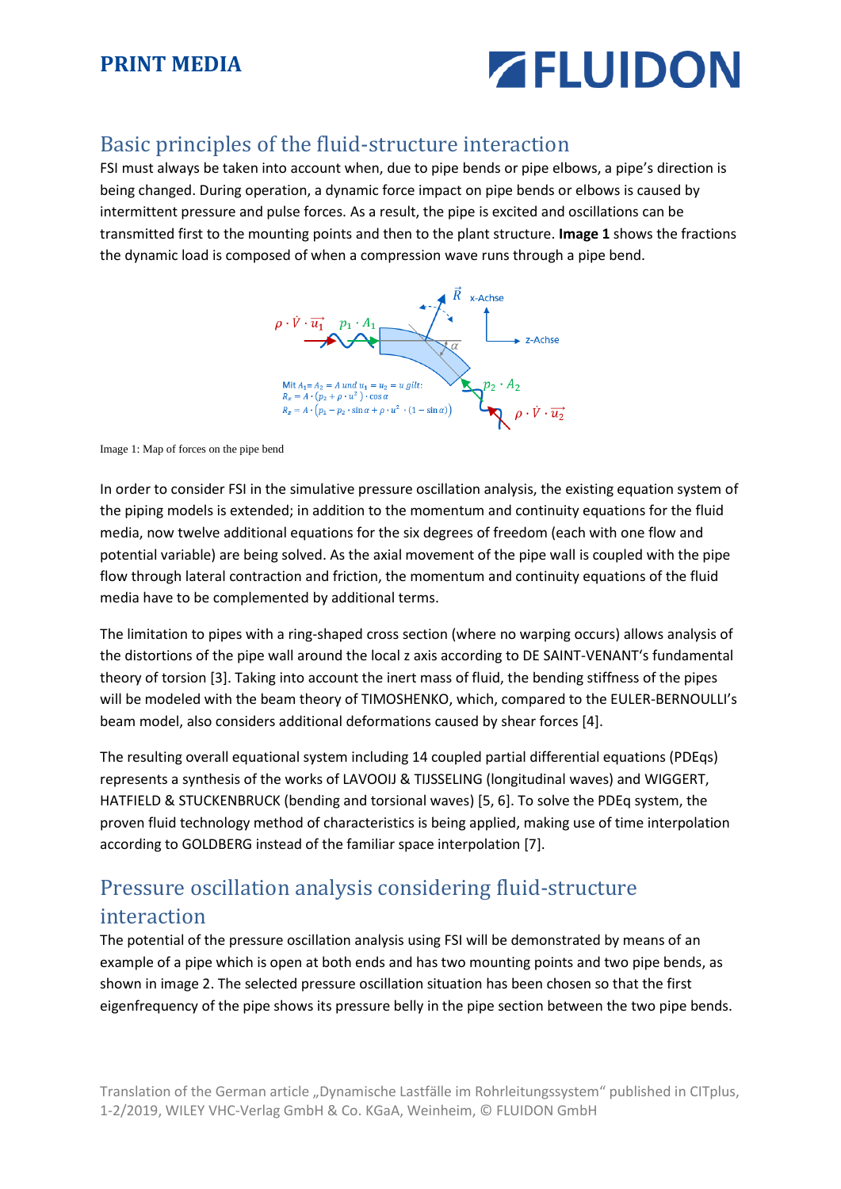## Basic principles of the fluid-structure interaction

FSI must always be taken into account when, due to pipe bends or pipe elbows, a pipe's direction is being changed. During operation, a dynamic force impact on pipe bends or elbows is caused by intermittent pressure and pulse forces. As a result, the pipe is excited and oscillations can be transmitted first to the mounting points and then to the plant structure. **Image 1** shows the fractions the dynamic load is composed of when a compression wave runs through a pipe bend.

Mit $A_1 = A_2 = A$ und $u_1 = u_2 = u$ gilt:
$R_x = A \cdot (p_2 + \rho \cdot u^2) \cdot \cos\alpha$
$R_z = A \cdot (p_1 - p_2 \cdot \sin\alpha + \rho \cdot u^2 \cdot (1 - \sin\alpha))$

Image 1: Map of forces on the pipe bend

In order to consider FSI in the simulative pressure oscillation analysis, the existing equation system of the piping models is extended; in addition to the momentum and continuity equations for the fluid media, now twelve additional equations for the six degrees of freedom (each with one flow and potential variable) are being solved. As the axial movement of the pipe wall is coupled with the pipe flow through lateral contraction and friction, the momentum and continuity equations of the fluid media have to be complemented by additional terms.

The limitation to pipes with a ring-shaped cross section (where no warping occurs) allows analysis of the distortions of the pipe wall around the local z axis according to DE SAINT-VENANT's fundamental theory of torsion [3]. Taking into account the inert mass of fluid, the bending stiffness of the pipes will be modeled with the beam theory of TIMOSHENKO, which, compared to the EULER-BERNOULLI's beam model, also considers additional deformations caused by shear forces [4].

The resulting overall equational system including 14 coupled partial differential equations (PDEqs) represents a synthesis of the works of LAVOOIJ & TIJSSELING (longitudinal waves) and WIGGERT, HATFIELD & STUCKENBRUCK (bending and torsional waves) [5, 6]. To solve the PDEq system, the proven fluid technology method of characteristics is being applied, making use of time interpolation according to GOLDBERG instead of the familiar space interpolation [7].

## Pressure oscillation analysis considering fluid-structure interaction

The potential of the pressure oscillation analysis using FSI will be demonstrated by means of an example of a pipe which is open at both ends and has two mounting points and two pipe bends, as shown in image 2. The selected pressure oscillation situation has been chosen so that the first eigenfrequency of the pipe shows its pressure belly in the pipe section between the two pipe bends.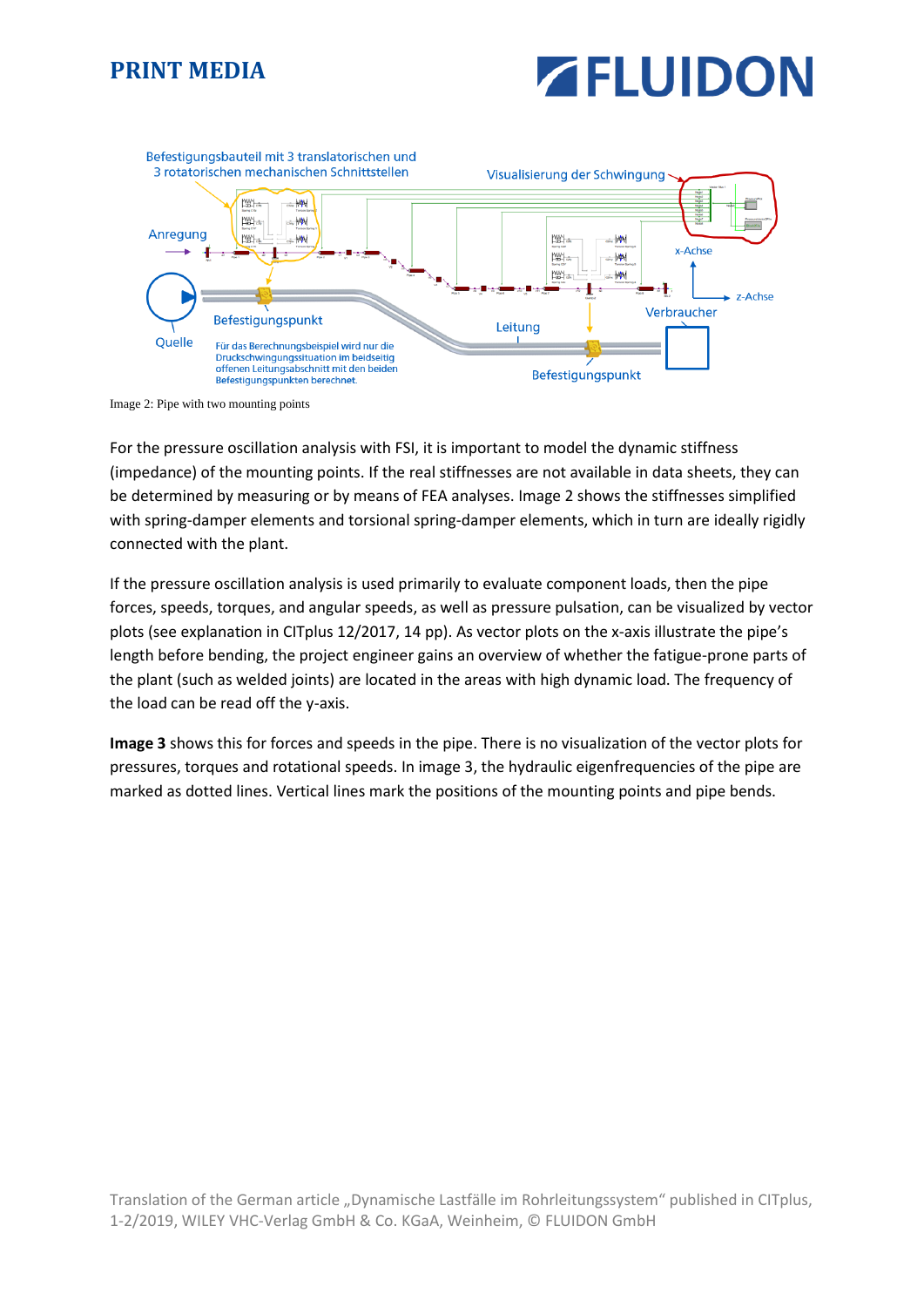Image 2: Pipe with two mounting points

For the pressure oscillation analysis with FSI, it is important to model the dynamic stiffness (impedance) of the mounting points. If the real stiffnesses are not available in data sheets, they can be determined by measuring or by means of FEA analyses. Image 2 shows the stiffnesses simplified with spring-damper elements and torsional spring-damper elements, which in turn are ideally rigidly connected with the plant.

If the pressure oscillation analysis is used primarily to evaluate component loads, then the pipe forces, speeds, torques, and angular speeds, as well as pressure pulsation, can be visualized by vector plots (see explanation in CITplus 12/2017, 14 pp). As vector plots on the x-axis illustrate the pipe's length before bending, the project engineer gains an overview of whether the fatigue-prone parts of the plant (such as welded joints) are located in the areas with high dynamic load. The frequency of the load can be read off the y-axis.

**Image 3** shows this for forces and speeds in the pipe. There is no visualization of the vector plots for pressures, torques and rotational speeds. In image 3, the hydraulic eigenfrequencies of the pipe are marked as dotted lines. Vertical lines mark the positions of the mounting points and pipe bends.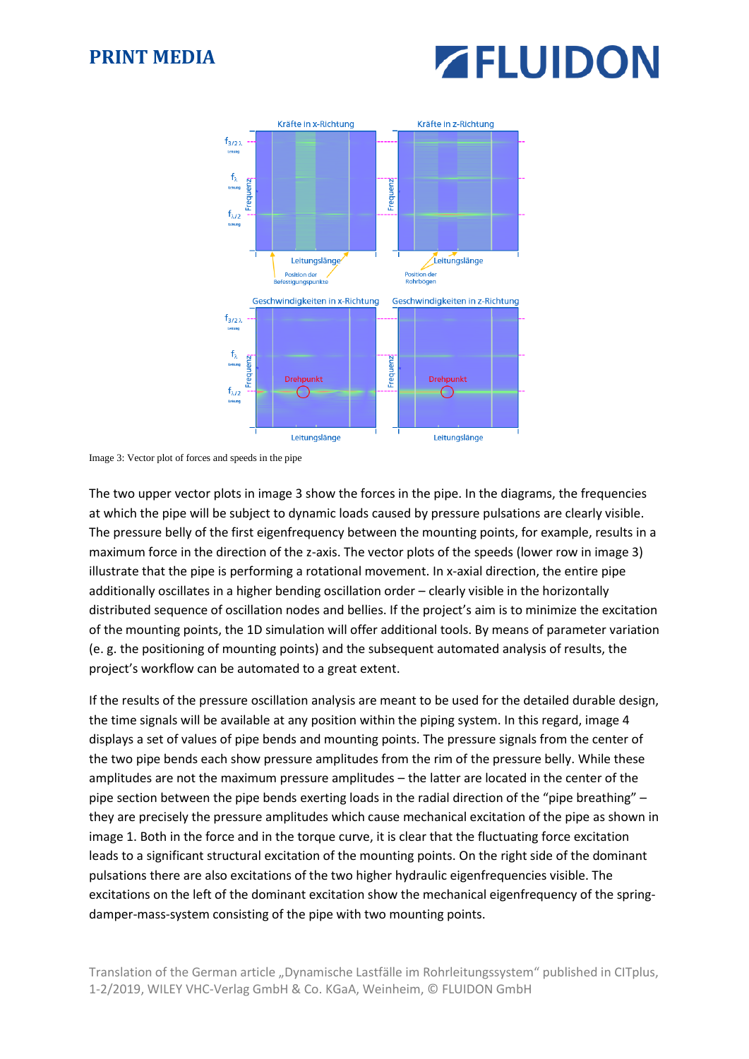Image 3: Vector plot of forces and speeds in the pipe

The two upper vector plots in image 3 show the forces in the pipe. In the diagrams, the frequencies at which the pipe will be subject to dynamic loads caused by pressure pulsations are clearly visible. The pressure belly of the first eigenfrequency between the mounting points, for example, results in a maximum force in the direction of the z-axis. The vector plots of the speeds (lower row in image 3) illustrate that the pipe is performing a rotational movement. In x-axial direction, the entire pipe additionally oscillates in a higher bending oscillation order – clearly visible in the horizontally distributed sequence of oscillation nodes and bellies. If the project's aim is to minimize the excitation of the mounting points, the 1D simulation will offer additional tools. By means of parameter variation (e. g. the positioning of mounting points) and the subsequent automated analysis of results, the project's workflow can be automated to a great extent.

If the results of the pressure oscillation analysis are meant to be used for the detailed durable design, the time signals will be available at any position within the piping system. In this regard, image 4 displays a set of values of pipe bends and mounting points. The pressure signals from the center of the two pipe bends each show pressure amplitudes from the rim of the pressure belly. While these amplitudes are not the maximum pressure amplitudes – the latter are located in the center of the pipe section between the pipe bends exerting loads in the radial direction of the "pipe breathing" – they are precisely the pressure amplitudes which cause mechanical excitation of the pipe as shown in image 1. Both in the force and in the torque curve, it is clear that the fluctuating force excitation leads to a significant structural excitation of the mounting points. On the right side of the dominant pulsations there are also excitations of the two higher hydraulic eigenfrequencies visible. The excitations on the left of the dominant excitation show the mechanical eigenfrequency of the spring-damper-mass-system consisting of the pipe with two mounting points.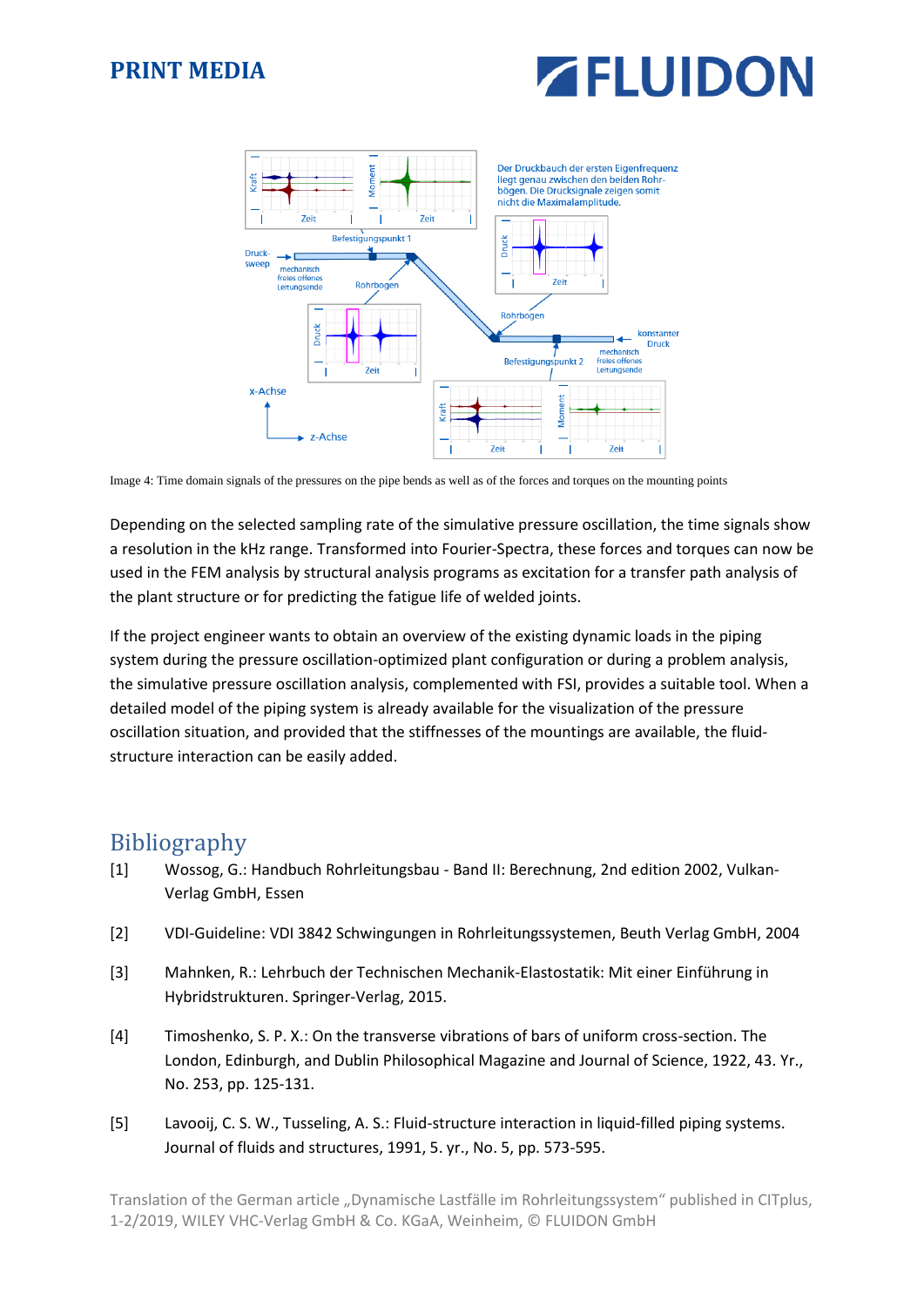Image 4: Time domain signals of the pressures on the pipe bends as well as of the forces and torques on the mounting points

Depending on the selected sampling rate of the simulative pressure oscillation, the time signals show a resolution in the kHz range. Transformed into Fourier-Spectra, these forces and torques can now be used in the FEM analysis by structural analysis programs as excitation for a transfer path analysis of the plant structure or for predicting the fatigue life of welded joints.

If the project engineer wants to obtain an overview of the existing dynamic loads in the piping system during the pressure oscillation-optimized plant configuration or during a problem analysis, the simulative pressure oscillation analysis, complemented with FSI, provides a suitable tool. When a detailed model of the piping system is already available for the visualization of the pressure oscillation situation, and provided that the stiffnesses of the mountings are available, the fluid-structure interaction can be easily added.

# Bibliography

[1] Wossog, G.: Handbuch Rohrleitungsbau - Band II: Berechnung, 2nd edition 2002, Vulkan-Verlag GmbH, Essen

[2] VDI-Guideline: VDI 3842 Schwingungen in Rohrleitungssystemen, Beuth Verlag GmbH, 2004

[3] Mahnken, R.: Lehrbuch der Technischen Mechanik-Elastostatik: Mit einer Einführung in Hybridstrukturen. Springer-Verlag, 2015.

[4] Timoshenko, S. P. X.: On the transverse vibrations of bars of uniform cross-section. The London, Edinburgh, and Dublin Philosophical Magazine and Journal of Science, 1922, 43. Yr., No. 253, pp. 125-131.

[5] Lavooij, C. S. W., Tusseling, A. S.: Fluid-structure interaction in liquid-filled piping systems. Journal of fluids and structures, 1991, 5. yr., No. 5, pp. 573-595.

Translation of the German article „Dynamische Lastfälle im Rohrleitungssystem“ published in CITplus, 1-2/2019, WILEY VHC-Verlag GmbH & Co. KGaA, Weinheim, © FLUIDON GmbH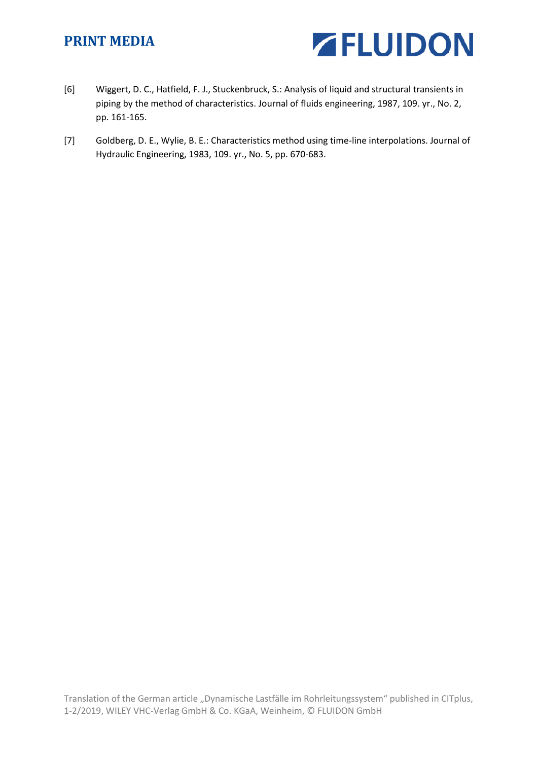[6] Wiggert, D. C., Hatfield, F. J., Stuckenbruck, S.: Analysis of liquid and structural transients in piping by the method of characteristics. Journal of fluids engineering, 1987, 109. yr., No. 2, pp. 161-165.

[7] Goldberg, D. E., Wylie, B. E.: Characteristics method using time-line interpolations. Journal of Hydraulic Engineering, 1983, 109. yr., No. 5, pp. 670-683.

Translation of the German article „Dynamische Lastfälle im Rohrleitungssystem“ published in CITplus, 1-2/2019, WILEY VHC-Verlag GmbH & Co. KGaA, Weinheim, © FLUIDON GmbH